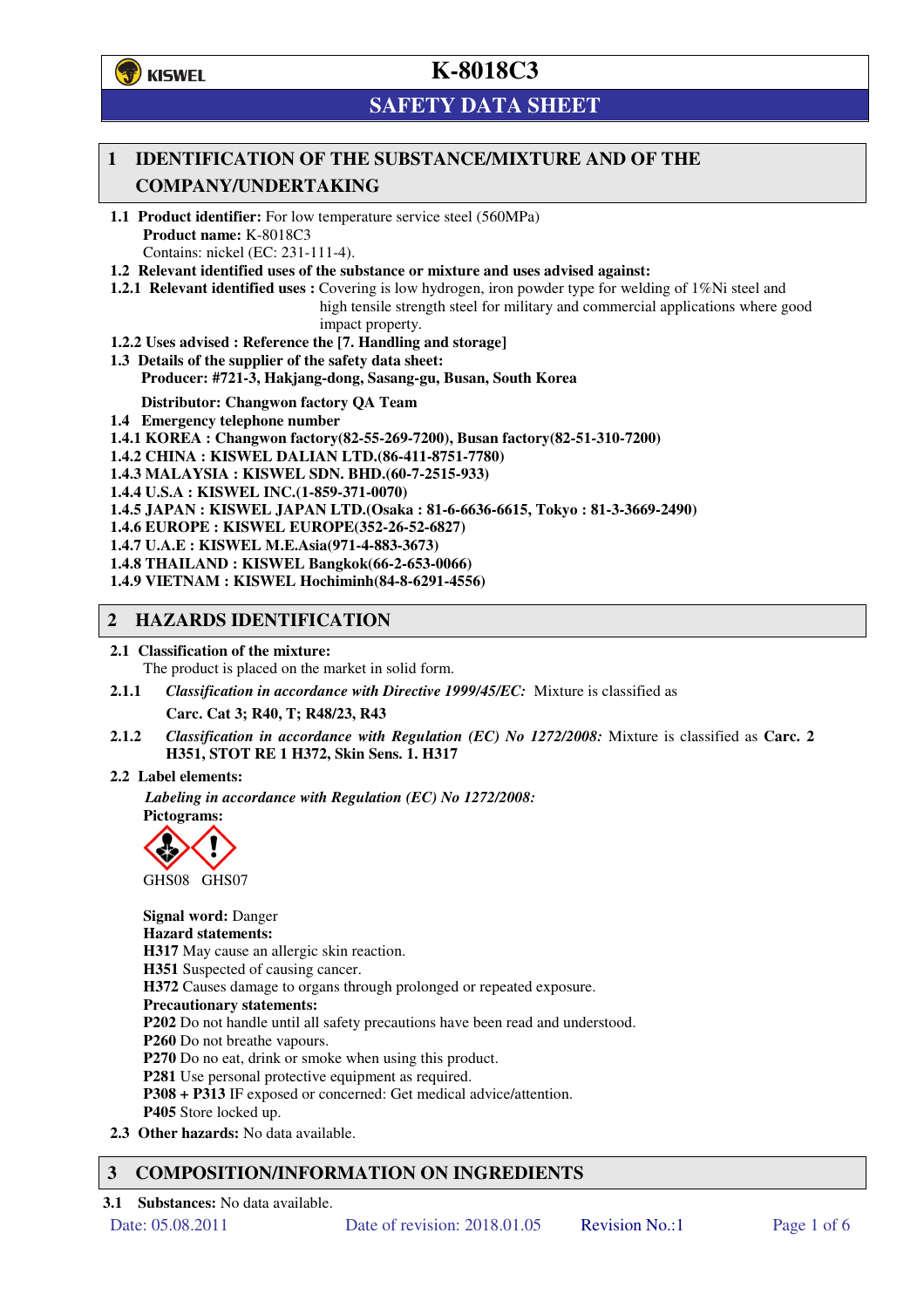KISWEL

# K-8018C3

## SAFETY DATA SHEET

## 1 IDENTIFICATION OF THE SUBSTANCE/MIXTURE AND OF THE COMPANY/UNDERTAKING

**1.1 Product identifier:** For low temperature service steel (560MPa)
**Product name:** K-8018C3
Contains: nickel (EC: 231-111-4).

**1.2 Relevant identified uses of the substance or mixture and uses advised against:**

**1.2.1 Relevant identified uses :** Covering is low hydrogen, iron powder type for welding of 1%Ni steel and high tensile strength steel for military and commercial applications where good impact property.

**1.2.2 Uses advised : Reference the [7. Handling and storage]**

**1.3 Details of the supplier of the safety data sheet:**
**Producer: #721-3, Hakjang-dong, Sasang-gu, Busan, South Korea**

**Distributor: Changwon factory QA Team**

**1.4 Emergency telephone number**
**1.4.1 KOREA : Changwon factory(82-55-269-7200), Busan factory(82-51-310-7200)**
**1.4.2 CHINA : KISWEL DALIAN LTD.(86-411-8751-7780)**
**1.4.3 MALAYSIA : KISWEL SDN. BHD.(60-7-2515-933)**
**1.4.4 U.S.A : KISWEL INC.(1-859-371-0070)**
**1.4.5 JAPAN : KISWEL JAPAN LTD.(Osaka : 81-6-6636-6615, Tokyo : 81-3-3669-2490)**
**1.4.6 EUROPE : KISWEL EUROPE(352-26-52-6827)**
**1.4.7 U.A.E : KISWEL M.E.Asia(971-4-883-3673)**
**1.4.8 THAILAND : KISWEL Bangkok(66-2-653-0066)**
**1.4.9 VIETNAM : KISWEL Hochiminh(84-8-6291-4556)**

## 2 HAZARDS IDENTIFICATION

**2.1 Classification of the mixture:**
The product is placed on the market in solid form.

**2.1.1** *Classification in accordance with Directive 1999/45/EC:* Mixture is classified as **Carc. Cat 3; R40, T; R48/23, R43**

**2.1.2** *Classification in accordance with Regulation (EC) No 1272/2008:* Mixture is classified as **Carc. 2 H351, STOT RE 1 H372, Skin Sens. 1. H317**

**2.2 Label elements:**
*Labeling in accordance with Regulation (EC) No 1272/2008:*
**Pictograms:**

GHS08 GHS07

**Signal word:** Danger
**Hazard statements:**
**H317** May cause an allergic skin reaction.
**H351** Suspected of causing cancer.
**H372** Causes damage to organs through prolonged or repeated exposure.
**Precautionary statements:**
**P202** Do not handle until all safety precautions have been read and understood.
**P260** Do not breathe vapours.
**P270** Do no eat, drink or smoke when using this product.
**P281** Use personal protective equipment as required.
**P308 + P313** IF exposed or concerned: Get medical advice/attention.
**P405** Store locked up.

**2.3 Other hazards:** No data available.

## 3 COMPOSITION/INFORMATION ON INGREDIENTS

**3.1 Substances:** No data available.

Date: 05.08.2011 Date of revision: 2018.01.05 Revision No.:1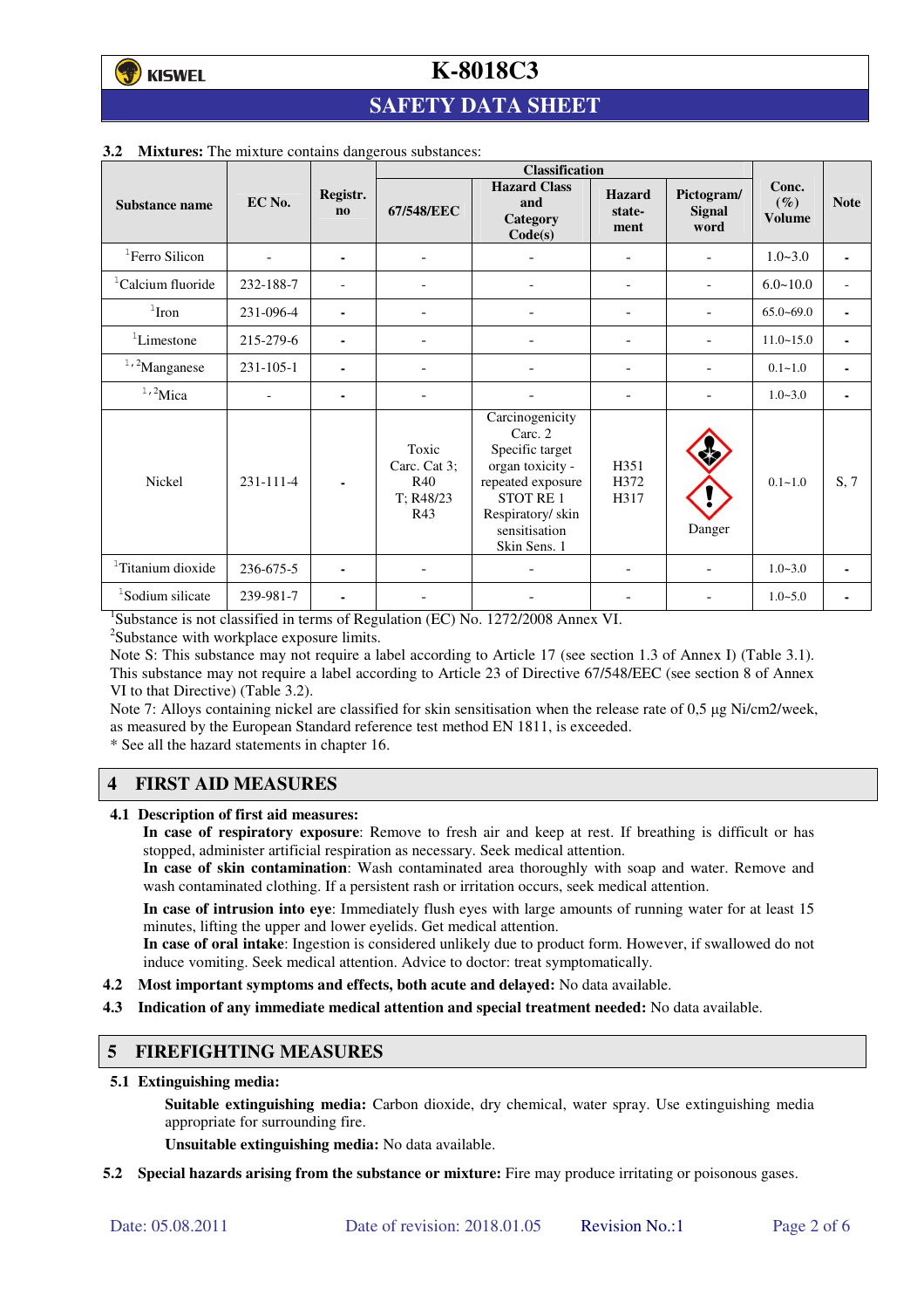**3.2 Mixtures:** The mixture contains dangerous substances:

| Substance name | EC No. | Registr. no | Classification | | | | Conc. (%) Volume | Note |
|---|---|---|---|---|---|---|---|---|
| | | | 67/548/EEC | Hazard Class and Category Code(s) | Hazard statement | Pictogram/ Signal word | | |
| [1]Ferro Silicon | - | - | - | - | - | - | 1.0~3.0 | - |
| [1]Calcium fluoride | 232-188-7 | - | - | - | - | - | 6.0~10.0 | - |
| [1]Iron | 231-096-4 | - | - | - | - | - | 65.0~69.0 | - |
| [1]Limestone | 215-279-6 | - | - | - | - | - | 11.0~15.0 | - |
| [1,2]Manganese | 231-105-1 | - | - | - | - | - | 0.1~1.0 | - |
| [1,2]Mica | - | - | - | - | - | - | 1.0~3.0 | - |
| Nickel | 231-111-4 | - | Toxic Carc. Cat 3; R40 T; R48/23 R43 | Carcinogenicity Carc. 2 Specific target organ toxicity - repeated exposure STOT RE 1 Respiratory/ skin sensitisation Skin Sens. 1 | H351 H372 H317 | Danger | 0.1~1.0 | S, 7 |
| [1]Titanium dioxide | 236-675-5 | - | - | - | - | - | 1.0~3.0 | - |
| [1]Sodium silicate | 239-981-7 | - | - | - | - | - | 1.0~5.0 | - |

[1]Substance is not classified in terms of Regulation (EC) No. 1272/2008 Annex VI.
[2]Substance with workplace exposure limits.
Note S: This substance may not require a label according to Article 17 (see section 1.3 of Annex I) (Table 3.1). This substance may not require a label according to Article 23 of Directive 67/548/EEC (see section 8 of Annex VI to that Directive) (Table 3.2).
Note 7: Alloys containing nickel are classified for skin sensitisation when the release rate of 0,5 µg Ni/cm2/week, as measured by the European Standard reference test method EN 1811, is exceeded.
* See all the hazard statements in chapter 16.

## 4 FIRST AID MEASURES

**4.1 Description of first aid measures:**

**In case of respiratory exposure**: Remove to fresh air and keep at rest. If breathing is difficult or has stopped, administer artificial respiration as necessary. Seek medical attention.
**In case of skin contamination**: Wash contaminated area thoroughly with soap and water. Remove and wash contaminated clothing. If a persistent rash or irritation occurs, seek medical attention.
**In case of intrusion into eye**: Immediately flush eyes with large amounts of running water for at least 15 minutes, lifting the upper and lower eyelids. Get medical attention.
**In case of oral intake**: Ingestion is considered unlikely due to product form. However, if swallowed do not induce vomiting. Seek medical attention. Advice to doctor: treat symptomatically.

**4.2 Most important symptoms and effects, both acute and delayed:** No data available.

**4.3 Indication of any immediate medical attention and special treatment needed:** No data available.

## 5 FIREFIGHTING MEASURES

**5.1 Extinguishing media:**

**Suitable extinguishing media:** Carbon dioxide, dry chemical, water spray. Use extinguishing media appropriate for surrounding fire.

**Unsuitable extinguishing media:** No data available.

**5.2 Special hazards arising from the substance or mixture:** Fire may produce irritating or poisonous gases.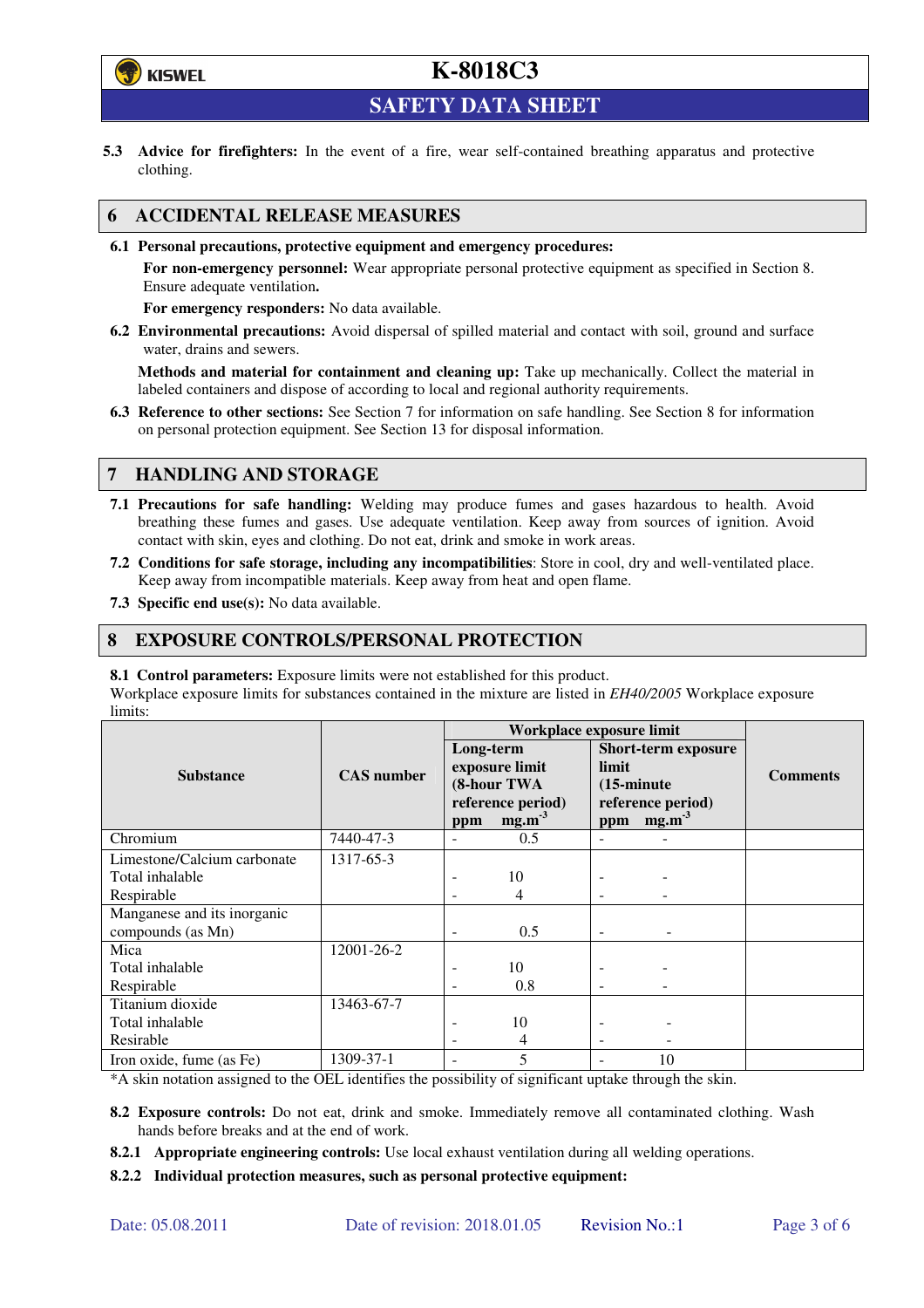**5.3 Advice for firefighters:** In the event of a fire, wear self-contained breathing apparatus and protective clothing.

## 6 ACCIDENTAL RELEASE MEASURES

**6.1 Personal precautions, protective equipment and emergency procedures:**

**For non-emergency personnel:** Wear appropriate personal protective equipment as specified in Section 8. Ensure adequate ventilation**.**

**For emergency responders:** No data available.

**6.2 Environmental precautions:** Avoid dispersal of spilled material and contact with soil, ground and surface water, drains and sewers.

**Methods and material for containment and cleaning up:** Take up mechanically. Collect the material in labeled containers and dispose of according to local and regional authority requirements.

**6.3 Reference to other sections:** See Section 7 for information on safe handling. See Section 8 for information on personal protection equipment. See Section 13 for disposal information.

## 7 HANDLING AND STORAGE

**7.1 Precautions for safe handling:** Welding may produce fumes and gases hazardous to health. Avoid breathing these fumes and gases. Use adequate ventilation. Keep away from sources of ignition. Avoid contact with skin, eyes and clothing. Do not eat, drink and smoke in work areas.

**7.2 Conditions for safe storage, including any incompatibilities**: Store in cool, dry and well-ventilated place. Keep away from incompatible materials. Keep away from heat and open flame.

**7.3 Specific end use(s):** No data available.

## 8 EXPOSURE CONTROLS/PERSONAL PROTECTION

**8.1 Control parameters:** Exposure limits were not established for this product.
Workplace exposure limits for substances contained in the mixture are listed in *EH40/2005* Workplace exposure limits:

| Substance | CAS number | Workplace exposure limit | | | | Comments |
|---|---|---|---|---|---|---|
| | | Long-term exposure limit (8-hour TWA reference period) | | Short-term exposure limit (15-minute reference period) | | |
| | | ppm | mg.m$^{-3}$ | ppm | mg.m$^{-3}$ | |
| Chromium | 7440-47-3 | - | 0.5 | - | - | |
| Limestone/Calcium carbonate | 1317-65-3 | | | | | |
| Total inhalable | | - | 10 | - | - | |
| Respirable | | - | 4 | - | - | |
| Manganese and its inorganic compounds (as Mn) | | - | 0.5 | - | - | |
| Mica | 12001-26-2 | | | | | |
| Total inhalable | | - | 10 | - | - | |
| Respirable | | - | 0.8 | - | - | |
| Titanium dioxide | 13463-67-7 | | | | | |
| Total inhalable | | - | 10 | - | - | |
| Resirable | | - | 4 | - | - | |
| Iron oxide, fume (as Fe) | 1309-37-1 | - | 5 | - | 10 | |

*A skin notation assigned to the OEL identifies the possibility of significant uptake through the skin.

**8.2 Exposure controls:** Do not eat, drink and smoke. Immediately remove all contaminated clothing. Wash hands before breaks and at the end of work.

**8.2.1 Appropriate engineering controls:** Use local exhaust ventilation during all welding operations.

**8.2.2 Individual protection measures, such as personal protective equipment:**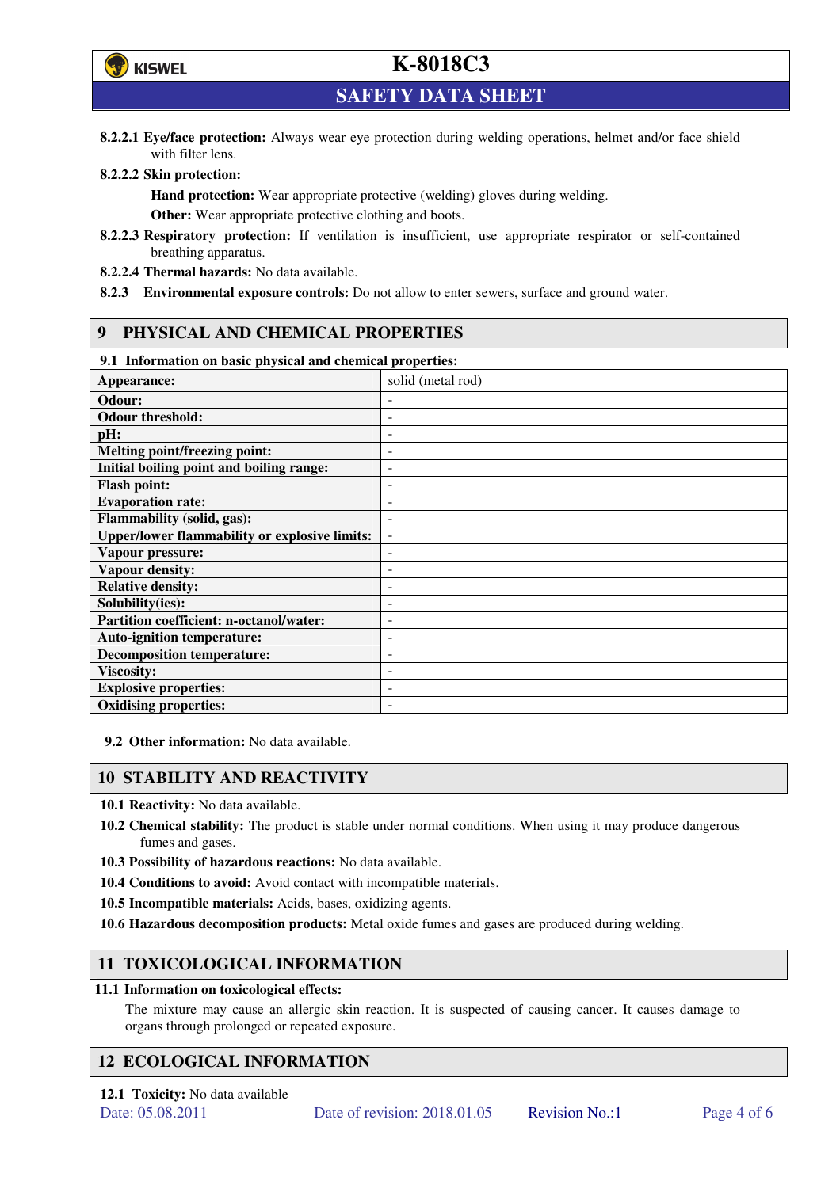**8.2.2.1 Eye/face protection:** Always wear eye protection during welding operations, helmet and/or face shield with filter lens.

**8.2.2.2 Skin protection:**

**Hand protection:** Wear appropriate protective (welding) gloves during welding.

**Other:** Wear appropriate protective clothing and boots.

**8.2.2.3 Respiratory protection:** If ventilation is insufficient, use appropriate respirator or self-contained breathing apparatus.

**8.2.2.4 Thermal hazards:** No data available.

**8.2.3 Environmental exposure controls:** Do not allow to enter sewers, surface and ground water.

## 9 PHYSICAL AND CHEMICAL PROPERTIES

**9.1 Information on basic physical and chemical properties:**

| | |
|---|---|
| **Appearance:** | solid (metal rod) |
| **Odour:** | - |
| **Odour threshold:** | - |
| **pH:** | - |
| **Melting point/freezing point:** | - |
| **Initial boiling point and boiling range:** | - |
| **Flash point:** | - |
| **Evaporation rate:** | - |
| **Flammability (solid, gas):** | - |
| **Upper/lower flammability or explosive limits:** | - |
| **Vapour pressure:** | - |
| **Vapour density:** | - |
| **Relative density:** | - |
| **Solubility(ies):** | - |
| **Partition coefficient: n-octanol/water:** | - |
| **Auto-ignition temperature:** | - |
| **Decomposition temperature:** | - |
| **Viscosity:** | - |
| **Explosive properties:** | - |
| **Oxidising properties:** | - |

**9.2 Other information:** No data available.

## 10 STABILITY AND REACTIVITY

**10.1 Reactivity:** No data available.

**10.2 Chemical stability:** The product is stable under normal conditions. When using it may produce dangerous fumes and gases.

**10.3 Possibility of hazardous reactions:** No data available.

**10.4 Conditions to avoid:** Avoid contact with incompatible materials.

**10.5 Incompatible materials:** Acids, bases, oxidizing agents.

**10.6 Hazardous decomposition products:** Metal oxide fumes and gases are produced during welding.

## 11 TOXICOLOGICAL INFORMATION

**11.1 Information on toxicological effects:**

The mixture may cause an allergic skin reaction. It is suspected of causing cancer. It causes damage to organs through prolonged or repeated exposure.

## 12 ECOLOGICAL INFORMATION

**12.1 Toxicity:** No data available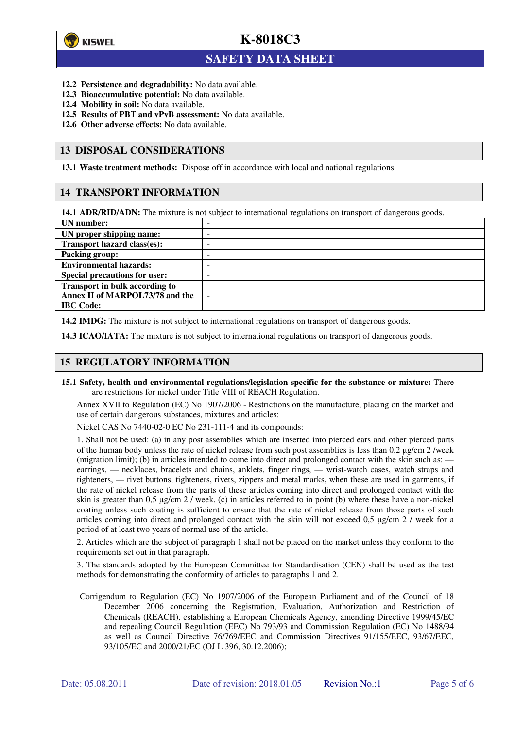**12.2 Persistence and degradability:** No data available.
**12.3 Bioaccumulative potential:** No data available.
**12.4 Mobility in soil:** No data available.
**12.5 Results of PBT and vPvB assessment:** No data available.
**12.6 Other adverse effects:** No data available.

## 13 DISPOSAL CONSIDERATIONS

**13.1 Waste treatment methods:** Dispose off in accordance with local and national regulations.

## 14 TRANSPORT INFORMATION

**14.1 ADR/RID/ADN:** The mixture is not subject to international regulations on transport of dangerous goods.

| | |
|---|---|
| **UN number:** | - |
| **UN proper shipping name:** | - |
| **Transport hazard class(es):** | - |
| **Packing group:** | - |
| **Environmental hazards:** | - |
| **Special precautions for user:** | - |
| **Transport in bulk according to Annex II of MARPOL73/78 and the IBC Code:** | - |

**14.2 IMDG:** The mixture is not subject to international regulations on transport of dangerous goods.

**14.3 ICAO/IATA:** The mixture is not subject to international regulations on transport of dangerous goods.

## 15 REGULATORY INFORMATION

**15.1 Safety, health and environmental regulations/legislation specific for the substance or mixture:** There are restrictions for nickel under Title VIII of REACH Regulation.

Annex XVII to Regulation (EC) No 1907/2006 - Restrictions on the manufacture, placing on the market and use of certain dangerous substances, mixtures and articles:

Nickel CAS No 7440-02-0 EC No 231-111-4 and its compounds:

1. Shall not be used: (a) in any post assemblies which are inserted into pierced ears and other pierced parts of the human body unless the rate of nickel release from such post assemblies is less than 0,2 µg/cm 2 /week (migration limit); (b) in articles intended to come into direct and prolonged contact with the skin such as: — earrings, — necklaces, bracelets and chains, anklets, finger rings, — wrist-watch cases, watch straps and tighteners, — rivet buttons, tighteners, rivets, zippers and metal marks, when these are used in garments, if the rate of nickel release from the parts of these articles coming into direct and prolonged contact with the skin is greater than 0,5 µg/cm 2 / week. (c) in articles referred to in point (b) where these have a non-nickel coating unless such coating is sufficient to ensure that the rate of nickel release from those parts of such articles coming into direct and prolonged contact with the skin will not exceed 0,5 µg/cm 2 / week for a period of at least two years of normal use of the article.

2. Articles which are the subject of paragraph 1 shall not be placed on the market unless they conform to the requirements set out in that paragraph.

3. The standards adopted by the European Committee for Standardisation (CEN) shall be used as the test methods for demonstrating the conformity of articles to paragraphs 1 and 2.

Corrigendum to Regulation (EC) No 1907/2006 of the European Parliament and of the Council of 18 December 2006 concerning the Registration, Evaluation, Authorization and Restriction of Chemicals (REACH), establishing a European Chemicals Agency, amending Directive 1999/45/EC and repealing Council Regulation (EEC) No 793/93 and Commission Regulation (EC) No 1488/94 as well as Council Directive 76/769/EEC and Commission Directives 91/155/EEC, 93/67/EEC, 93/105/EC and 2000/21/EC (OJ L 396, 30.12.2006);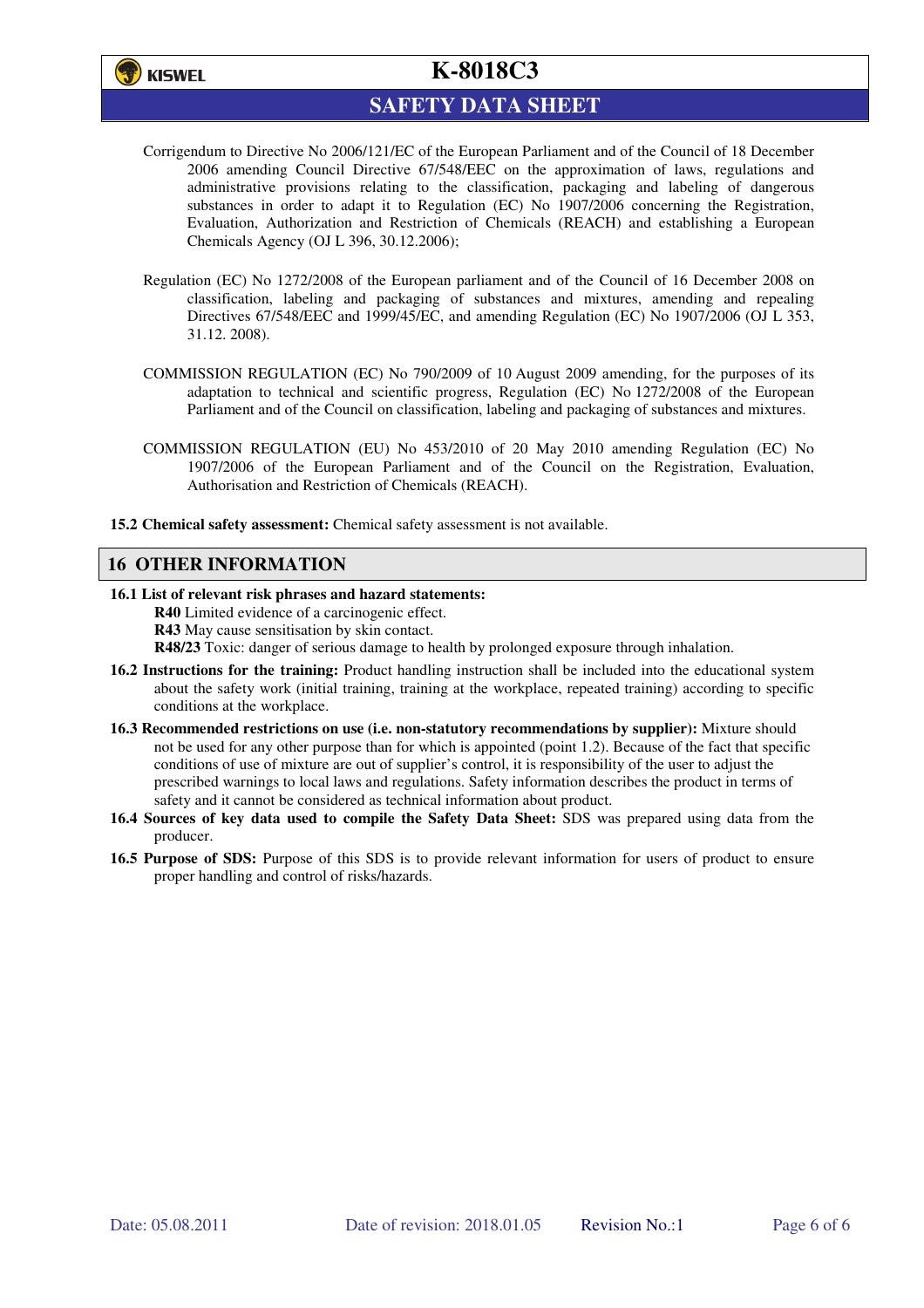Corrigendum to Directive No 2006/121/EC of the European Parliament and of the Council of 18 December 2006 amending Council Directive 67/548/EEC on the approximation of laws, regulations and administrative provisions relating to the classification, packaging and labeling of dangerous substances in order to adapt it to Regulation (EC) No 1907/2006 concerning the Registration, Evaluation, Authorization and Restriction of Chemicals (REACH) and establishing a European Chemicals Agency (OJ L 396, 30.12.2006);

Regulation (EC) No 1272/2008 of the European parliament and of the Council of 16 December 2008 on classification, labeling and packaging of substances and mixtures, amending and repealing Directives 67/548/EEC and 1999/45/EC, and amending Regulation (EC) No 1907/2006 (OJ L 353, 31.12. 2008).

COMMISSION REGULATION (EC) No 790/2009 of 10 August 2009 amending, for the purposes of its adaptation to technical and scientific progress, Regulation (EC) No 1272/2008 of the European Parliament and of the Council on classification, labeling and packaging of substances and mixtures.

COMMISSION REGULATION (EU) No 453/2010 of 20 May 2010 amending Regulation (EC) No 1907/2006 of the European Parliament and of the Council on the Registration, Evaluation, Authorisation and Restriction of Chemicals (REACH).

**15.2 Chemical safety assessment:** Chemical safety assessment is not available.

## 16 OTHER INFORMATION

**16.1 List of relevant risk phrases and hazard statements:**

**R40** Limited evidence of a carcinogenic effect.
**R43** May cause sensitisation by skin contact.
**R48/23** Toxic: danger of serious damage to health by prolonged exposure through inhalation.

**16.2 Instructions for the training:** Product handling instruction shall be included into the educational system about the safety work (initial training, training at the workplace, repeated training) according to specific conditions at the workplace.

**16.3 Recommended restrictions on use (i.e. non-statutory recommendations by supplier):** Mixture should not be used for any other purpose than for which is appointed (point 1.2). Because of the fact that specific conditions of use of mixture are out of supplier's control, it is responsibility of the user to adjust the prescribed warnings to local laws and regulations. Safety information describes the product in terms of safety and it cannot be considered as technical information about product.

**16.4 Sources of key data used to compile the Safety Data Sheet:** SDS was prepared using data from the producer.

**16.5 Purpose of SDS:** Purpose of this SDS is to provide relevant information for users of product to ensure proper handling and control of risks/hazards.